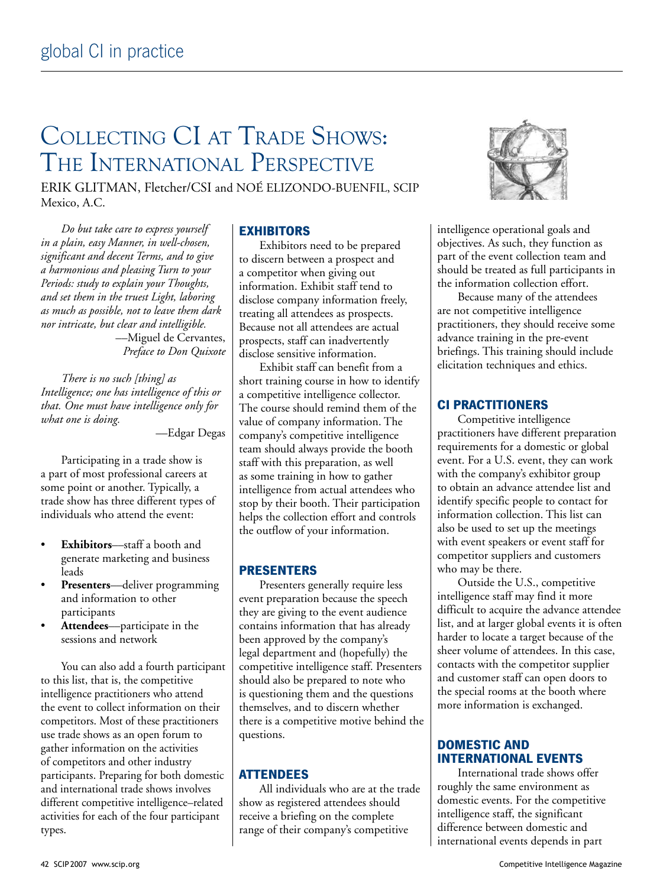# Collecting CI at Trade Shows: The International Perspective

ERIK GLITMAN, Fletcher/CSI and NOÉ ELIZONDO-BUENFIL, SCIP Mexico, A.C.

*Do but take care to express yourself in a plain, easy Manner, in well-chosen, significant and decent Terms, and to give a harmonious and pleasing Turn to your Periods: study to explain your Thoughts, and set them in the truest Light, laboring as much as possible, not to leave them dark nor intricate, but clear and intelligible.*

—Miguel de Cervantes, *Preface to Don Quixote*

*There is no such [thing] as Intelligence; one has intelligence of this or that. One must have intelligence only for what one is doing.*

—Edgar Degas

Participating in a trade show is a part of most professional careers at some point or another. Typically, a trade show has three different types of individuals who attend the event:

- **Exhibitors**—staff a booth and generate marketing and business leads
- **Presenters**—deliver programming and information to other participants
- **Attendees**—participate in the sessions and network

You can also add a fourth participant to this list, that is, the competitive intelligence practitioners who attend the event to collect information on their competitors. Most of these practitioners use trade shows as an open forum to gather information on the activities of competitors and other industry participants. Preparing for both domestic and international trade shows involves different competitive intelligence–related activities for each of the four participant types.

## EXHIBITORS

Exhibitors need to be prepared to discern between a prospect and a competitor when giving out information. Exhibit staff tend to disclose company information freely, treating all attendees as prospects. Because not all attendees are actual prospects, staff can inadvertently disclose sensitive information.

Exhibit staff can benefit from a short training course in how to identify a competitive intelligence collector. The course should remind them of the value of company information. The company's competitive intelligence team should always provide the booth staff with this preparation, as well as some training in how to gather intelligence from actual attendees who stop by their booth. Their participation helps the collection effort and controls the outflow of your information.

## PRESENTERS

Presenters generally require less event preparation because the speech they are giving to the event audience contains information that has already been approved by the company's legal department and (hopefully) the competitive intelligence staff. Presenters should also be prepared to note who is questioning them and the questions themselves, and to discern whether there is a competitive motive behind the questions.

## ATTENDEES

All individuals who are at the trade show as registered attendees should receive a briefing on the complete range of their company's competitive intelligence operational goals and objectives. As such, they function as part of the event collection team and should be treated as full participants in the information collection effort.

Because many of the attendees are not competitive intelligence practitioners, they should receive some advance training in the pre-event briefings. This training should include elicitation techniques and ethics.

## CI PRACTITIONERS

Competitive intelligence practitioners have different preparation requirements for a domestic or global event. For a U.S. event, they can work with the company's exhibitor group to obtain an advance attendee list and identify specific people to contact for information collection. This list can also be used to set up the meetings with event speakers or event staff for competitor suppliers and customers who may be there.

Outside the U.S., competitive intelligence staff may find it more difficult to acquire the advance attendee list, and at larger global events it is often harder to locate a target because of the sheer volume of attendees. In this case, contacts with the competitor supplier and customer staff can open doors to the special rooms at the booth where more information is exchanged.

## DOMESTIC AND INTERNATIONAL EVENTS

International trade shows offer roughly the same environment as domestic events. For the competitive intelligence staff, the significant difference between domestic and international events depends in part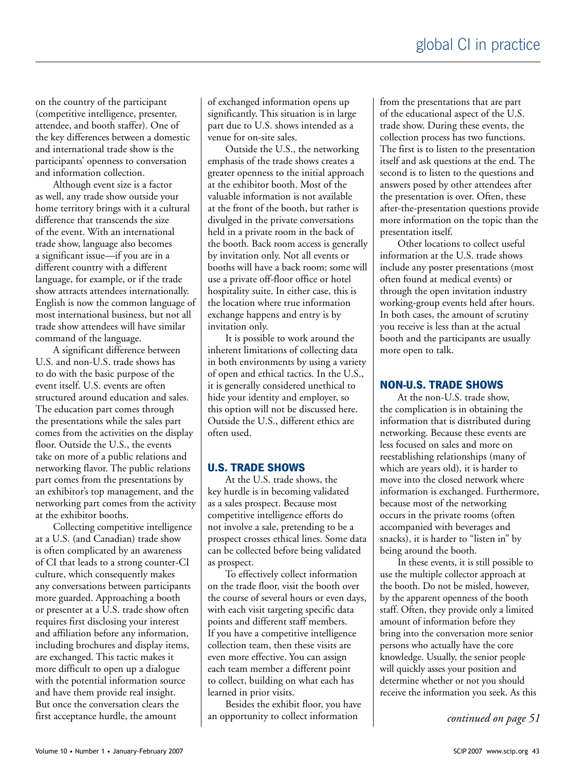on the country of the participant (competitive intelligence, presenter, attendee, and booth staffer). One of the key differences between a domestic and international trade show is the participants' openness to conversation and information collection.

Although event size is a factor as well, any trade show outside your home territory brings with it a cultural difference that transcends the size of the event. With an international trade show, language also becomes a significant issue—if you are in a different country with a different language, for example, or if the trade show attracts attendees internationally. English is now the common language of most international business, but not all trade show attendees will have similar command of the language.

A significant difference between U.S. and non-U.S. trade shows has to do with the basic purpose of the event itself. U.S. events are often structured around education and sales. The education part comes through the presentations while the sales part comes from the activities on the display floor. Outside the U.S., the events take on more of a public relations and networking flavor. The public relations part comes from the presentations by an exhibitor's top management, and the networking part comes from the activity at the exhibitor booths.

Collecting competitive intelligence at a U.S. (and Canadian) trade show is often complicated by an awareness of CI that leads to a strong counter-CI culture, which consequently makes any conversations between participants more guarded. Approaching a booth or presenter at a U.S. trade show often requires first disclosing your interest and affiliation before any information, including brochures and display items, are exchanged. This tactic makes it more difficult to open up a dialogue with the potential information source and have them provide real insight. But once the conversation clears the first acceptance hurdle, the amount of exchanged information opens up significantly. This situation is in large part due to U.S. shows intended as a venue for on-site sales.

Outside the U.S., the networking emphasis of the trade shows creates a greater openness to the initial approach at the exhibitor booth. Most of the valuable information is not available at the front of the booth, but rather is divulged in the private conversations held in a private room in the back of the booth. Back room access is generally by invitation only. Not all events or booths will have a back room; some will use a private off-floor office or hotel hospitality suite. In either case, this is the location where true information exchange happens and entry is by invitation only.

It is possible to work around the inherent limitations of collecting data in both environments by using a variety of open and ethical tactics. In the U.S., it is generally considered unethical to hide your identity and employer, so this option will not be discussed here. Outside the U.S., different ethics are often used.

## U.S. TRADE SHOWS

At the U.S. trade shows, the key hurdle is in becoming validated as a sales prospect. Because most competitive intelligence efforts do not involve a sale, pretending to be a prospect crosses ethical lines. Some data can be collected before being validated as prospect.

To effectively collect information on the trade floor, visit the booth over the course of several hours or even days, with each visit targeting specific data points and different staff members. If you have a competitive intelligence collection team, then these visits are even more effective. You can assign each team member a different point to collect, building on what each has learned in prior visits.

Besides the exhibit floor, you have an opportunity to collect information from the presentations that are part of the educational aspect of the U.S. trade show. During these events, the collection process has two functions. The first is to listen to the presentation itself and ask questions at the end. The second is to listen to the questions and answers posed by other attendees after the presentation is over. Often, these after-the-presentation questions provide more information on the topic than the presentation itself.

Other locations to collect useful information at the U.S. trade shows include any poster presentations (most often found at medical events) or through the open invitation industry working-group events held after hours. In both cases, the amount of scrutiny you receive is less than at the actual booth and the participants are usually more open to talk.

## NON-U.S. TRADE SHOWS

At the non-U.S. trade show, the complication is in obtaining the information that is distributed during networking. Because these events are less focused on sales and more on reestablishing relationships (many of which are years old), it is harder to move into the closed network where information is exchanged. Furthermore, because most of the networking occurs in the private rooms (often accompanied with beverages and snacks), it is harder to "listen in" by being around the booth.

In these events, it is still possible to use the multiple collector approach at the booth. Do not be misled, however, by the apparent openness of the booth staff. Often, they provide only a limited amount of information before they bring into the conversation more senior persons who actually have the core knowledge. Usually, the senior people will quickly asses your position and determine whether or not you should receive the information you seek. As this

*continued on page 51*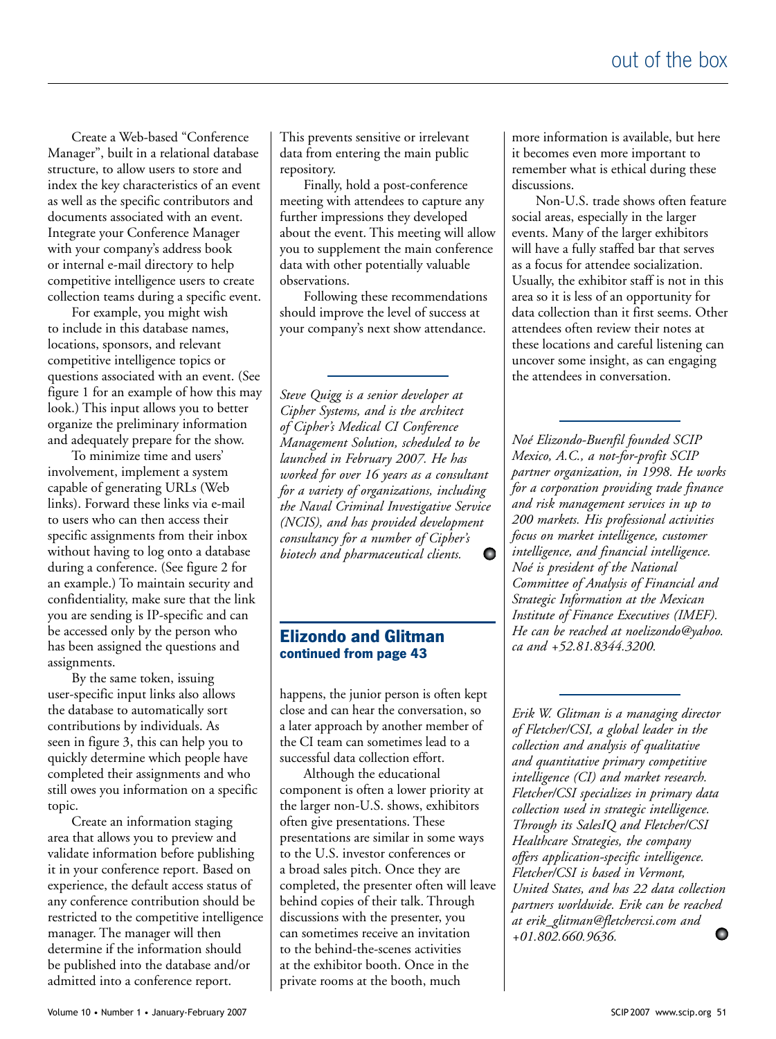Create a Web-based "Conference Manager", built in a relational database structure, to allow users to store and index the key characteristics of an event as well as the specific contributors and documents associated with an event. Integrate your Conference Manager with your company's address book or internal e-mail directory to help competitive intelligence users to create collection teams during a specific event.

For example, you might wish to include in this database names, locations, sponsors, and relevant competitive intelligence topics or questions associated with an event. (See figure 1 for an example of how this may look.) This input allows you to better organize the preliminary information and adequately prepare for the show.

To minimize time and users' involvement, implement a system capable of generating URLs (Web links). Forward these links via e-mail to users who can then access their specific assignments from their inbox without having to log onto a database during a conference. (See figure 2 for an example.) To maintain security and confidentiality, make sure that the link you are sending is IP-specific and can be accessed only by the person who has been assigned the questions and assignments.

By the same token, issuing user-specific input links also allows the database to automatically sort contributions by individuals. As seen in figure 3, this can help you to quickly determine which people have completed their assignments and who still owes you information on a specific topic.

Create an information staging area that allows you to preview and validate information before publishing it in your conference report. Based on experience, the default access status of any conference contribution should be restricted to the competitive intelligence manager. The manager will then determine if the information should be published into the database and/or admitted into a conference report. This prevents sensitive or irrelevant data from entering the main public repository.

Finally, hold a post-conference meeting with attendees to capture any further impressions they developed about the event. This meeting will allow you to supplement the main conference data with other potentially valuable observations.

Following these recommendations should improve the level of success at your company's next show attendance.

---

*Steve Quigg is a senior developer at Cipher Systems, and is the architect of Cipher's Medical CI Conference Management Solution, scheduled to be launched in February 2007. He has worked for over 16 years as a consultant for a variety of organizations, including the Naval Criminal Investigative Service (NCIS), and has provided development consultancy for a number of Cipher's biotech and pharmaceutical clients.*

## Elizondo and Glitman

**continued from page 43**

happens, the junior person is often kept close and can hear the conversation, so a later approach by another member of the CI team can sometimes lead to a successful data collection effort.

Although the educational component is often a lower priority at the larger non-U.S. shows, exhibitors often give presentations. These presentations are similar in some ways to the U.S. investor conferences or a broad sales pitch. Once they are completed, the presenter often will leave behind copies of their talk. Through discussions with the presenter, you can sometimes receive an invitation to the behind-the-scenes activities at the exhibitor booth. Once in the private rooms at the booth, much more information is available, but here it becomes even more important to remember what is ethical during these discussions.

Non-U.S. trade shows often feature social areas, especially in the larger events. Many of the larger exhibitors will have a fully staffed bar that serves as a focus for attendee socialization. Usually, the exhibitor staff is not in this area so it is less of an opportunity for data collection than it first seems. Other attendees often review their notes at these locations and careful listening can uncover some insight, as can engaging the attendees in conversation.

---

*Noé Elizondo-Buenfil founded SCIP Mexico, A.C., a not-for-profit SCIP partner organization, in 1998. He works for a corporation providing trade finance and risk management services in up to 200 markets. His professional activities focus on market intelligence, customer intelligence, and financial intelligence. Noé is president of the National Committee of Analysis of Financial and Strategic Information at the Mexican Institute of Finance Executives (IMEF). He can be reached at noelizondo@yahoo.ca and +52.81.8344.3200.*

---

*Erik W. Glitman is a managing director of Fletcher/CSI, a global leader in the collection and analysis of qualitative and quantitative primary competitive intelligence (CI) and market research. Fletcher/CSI specializes in primary data collection used in strategic intelligence. Through its SalesIQ and Fletcher/CSI Healthcare Strategies, the company offers application-specific intelligence. Fletcher/CSI is based in Vermont, United States, and has 22 data collection partners worldwide. Erik can be reached at erik_glitman@fletchercsi.com and +01.802.660.9636.*